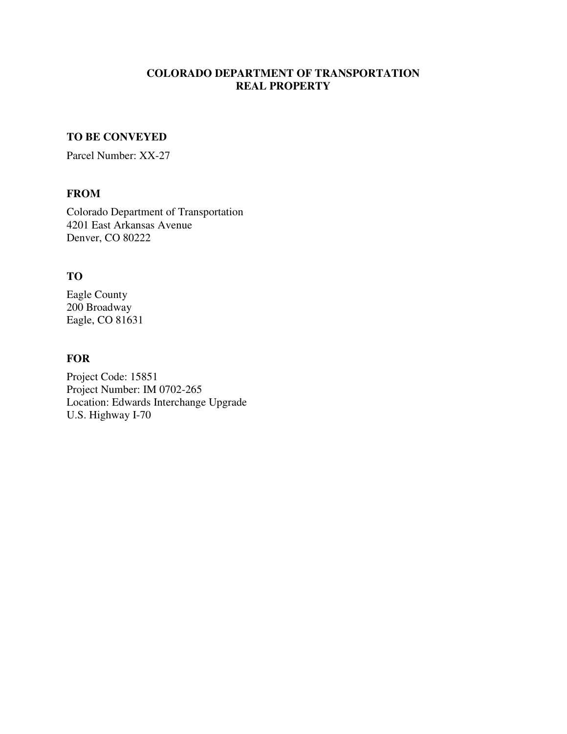# COLORADO DEPARTMENT OF TRANSPORTATION
# REAL PROPERTY

**TO BE CONVEYED**

Parcel Number: XX-27

**FROM**

Colorado Department of Transportation
4201 East Arkansas Avenue
Denver, CO 80222

**TO**

Eagle County
200 Broadway
Eagle, CO 81631

**FOR**

Project Code: 15851
Project Number: IM 0702-265
Location: Edwards Interchange Upgrade
U.S. Highway I-70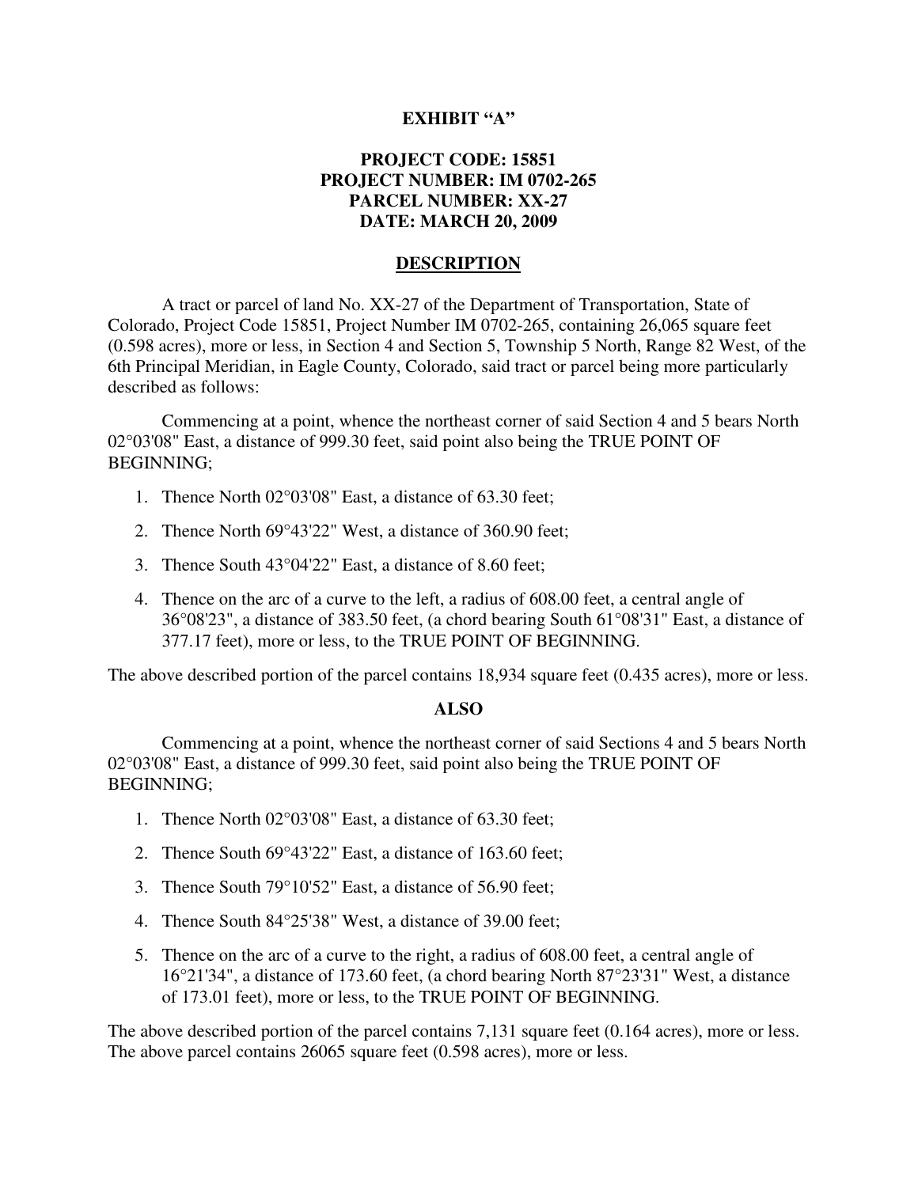**EXHIBIT "A"**

**PROJECT CODE: 15851**
**PROJECT NUMBER: IM 0702-265**
**PARCEL NUMBER: XX-27**
**DATE: MARCH 20, 2009**

**DESCRIPTION**

A tract or parcel of land No. XX-27 of the Department of Transportation, State of Colorado, Project Code 15851, Project Number IM 0702-265, containing 26,065 square feet (0.598 acres), more or less, in Section 4 and Section 5, Township 5 North, Range 82 West, of the 6th Principal Meridian, in Eagle County, Colorado, said tract or parcel being more particularly described as follows:

Commencing at a point, whence the northeast corner of said Section 4 and 5 bears North 02°03'08" East, a distance of 999.30 feet, said point also being the TRUE POINT OF BEGINNING;

1. Thence North 02°03'08" East, a distance of 63.30 feet;
2. Thence North 69°43'22" West, a distance of 360.90 feet;
3. Thence South 43°04'22" East, a distance of 8.60 feet;
4. Thence on the arc of a curve to the left, a radius of 608.00 feet, a central angle of 36°08'23", a distance of 383.50 feet, (a chord bearing South 61°08'31" East, a distance of 377.17 feet), more or less, to the TRUE POINT OF BEGINNING.

The above described portion of the parcel contains 18,934 square feet (0.435 acres), more or less.

**ALSO**

Commencing at a point, whence the northeast corner of said Sections 4 and 5 bears North 02°03'08" East, a distance of 999.30 feet, said point also being the TRUE POINT OF BEGINNING;

1. Thence North 02°03'08" East, a distance of 63.30 feet;
2. Thence South 69°43'22" East, a distance of 163.60 feet;
3. Thence South 79°10'52" East, a distance of 56.90 feet;
4. Thence South 84°25'38" West, a distance of 39.00 feet;
5. Thence on the arc of a curve to the right, a radius of 608.00 feet, a central angle of 16°21'34", a distance of 173.60 feet, (a chord bearing North 87°23'31" West, a distance of 173.01 feet), more or less, to the TRUE POINT OF BEGINNING.

The above described portion of the parcel contains 7,131 square feet (0.164 acres), more or less.
The above parcel contains 26065 square feet (0.598 acres), more or less.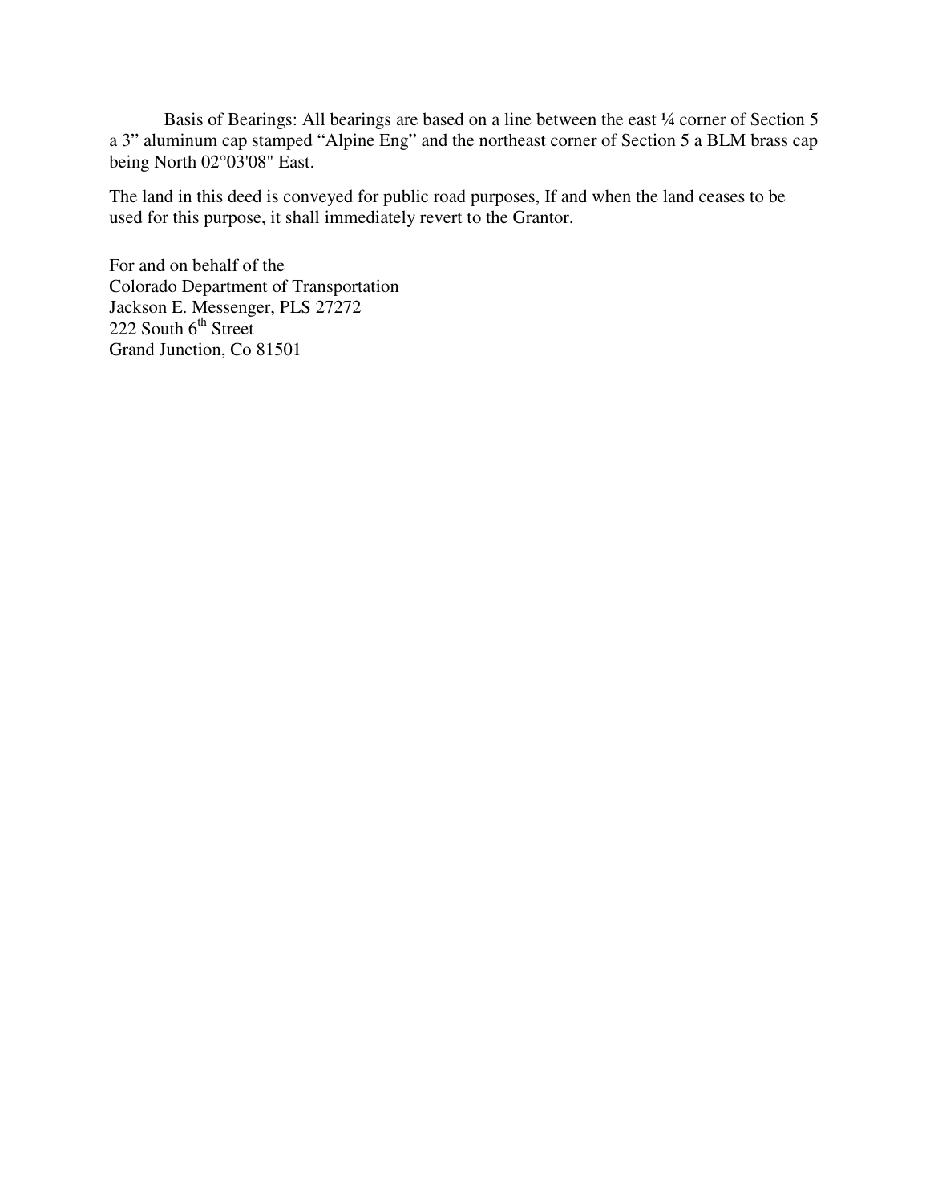Basis of Bearings: All bearings are based on a line between the east ¼ corner of Section 5 a 3" aluminum cap stamped "Alpine Eng" and the northeast corner of Section 5 a BLM brass cap being North 02°03'08" East.

The land in this deed is conveyed for public road purposes, If and when the land ceases to be used for this purpose, it shall immediately revert to the Grantor.

For and on behalf of the  
Colorado Department of Transportation  
Jackson E. Messenger, PLS 27272  
222 South 6th Street  
Grand Junction, Co 81501